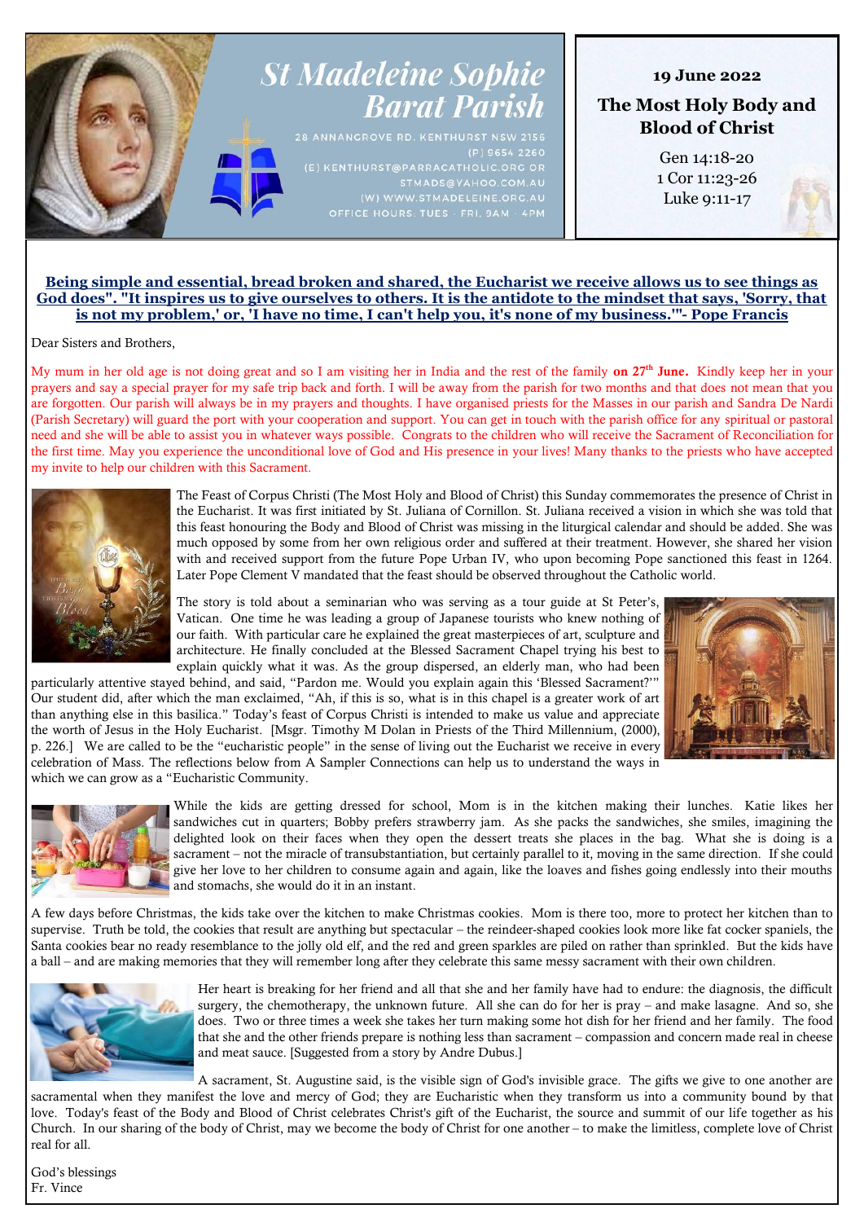# St Madeleine Sophie Barat Parish

28 ANNANGROVE RD. KENTHURST NSW 2156
(P) 9654 2260
(E) KENTHURST@PARRACATHOLIC.ORG OR STMADS@YAHOO.COM.AU
(W) WWW.STMADELEINE.ORG.AU
OFFICE HOURS: TUES - FRI, 9AM - 4PM

**19 June 2022**

**The Most Holy Body and Blood of Christ**

Gen 14:18-20
1 Cor 11:23-26
Luke 9:11-17

**Being simple and essential, bread broken and shared, the Eucharist we receive allows us to see things as God does". "It inspires us to give ourselves to others. It is the antidote to the mindset that says, 'Sorry, that is not my problem,' or, 'I have no time, I can't help you, it's none of my business.'"- Pope Francis**

Dear Sisters and Brothers,

My mum in her old age is not doing great and so I am visiting her in India and the rest of the family **on 27th June.** Kindly keep her in your prayers and say a special prayer for my safe trip back and forth. I will be away from the parish for two months and that does not mean that you are forgotten. Our parish will always be in my prayers and thoughts. I have organised priests for the Masses in our parish and Sandra De Nardi (Parish Secretary) will guard the port with your cooperation and support. You can get in touch with the parish office for any spiritual or pastoral need and she will be able to assist you in whatever ways possible. Congrats to the children who will receive the Sacrament of Reconciliation for the first time. May you experience the unconditional love of God and His presence in your lives! Many thanks to the priests who have accepted my invite to help our children with this Sacrament.

The Feast of Corpus Christi (The Most Holy and Blood of Christ) this Sunday commemorates the presence of Christ in the Eucharist. It was first initiated by St. Juliana of Cornillon. St. Juliana received a vision in which she was told that this feast honouring the Body and Blood of Christ was missing in the liturgical calendar and should be added. She was much opposed by some from her own religious order and suffered at their treatment. However, she shared her vision with and received support from the future Pope Urban IV, who upon becoming Pope sanctioned this feast in 1264. Later Pope Clement V mandated that the feast should be observed throughout the Catholic world.

The story is told about a seminarian who was serving as a tour guide at St Peter's, Vatican. One time he was leading a group of Japanese tourists who knew nothing of our faith. With particular care he explained the great masterpieces of art, sculpture and architecture. He finally concluded at the Blessed Sacrament Chapel trying his best to explain quickly what it was. As the group dispersed, an elderly man, who had been particularly attentive stayed behind, and said, "Pardon me. Would you explain again this 'Blessed Sacrament?'" Our student did, after which the man exclaimed, "Ah, if this is so, what is in this chapel is a greater work of art than anything else in this basilica." Today's feast of Corpus Christi is intended to make us value and appreciate the worth of Jesus in the Holy Eucharist. [Msgr. Timothy M Dolan in Priests of the Third Millennium, (2000), p. 226.] We are called to be the "eucharistic people" in the sense of living out the Eucharist we receive in every celebration of Mass. The reflections below from A Sampler Connections can help us to understand the ways in which we can grow as a "Eucharistic Community.

While the kids are getting dressed for school, Mom is in the kitchen making their lunches. Katie likes her sandwiches cut in quarters; Bobby prefers strawberry jam. As she packs the sandwiches, she smiles, imagining the delighted look on their faces when they open the dessert treats she places in the bag. What she is doing is a sacrament – not the miracle of transubstantiation, but certainly parallel to it, moving in the same direction. If she could give her love to her children to consume again and again, like the loaves and fishes going endlessly into their mouths and stomachs, she would do it in an instant.

A few days before Christmas, the kids take over the kitchen to make Christmas cookies. Mom is there too, more to protect her kitchen than to supervise. Truth be told, the cookies that result are anything but spectacular – the reindeer-shaped cookies look more like fat cocker spaniels, the Santa cookies bear no ready resemblance to the jolly old elf, and the red and green sparkles are piled on rather than sprinkled. But the kids have a ball – and are making memories that they will remember long after they celebrate this same messy sacrament with their own children.

Her heart is breaking for her friend and all that she and her family have had to endure: the diagnosis, the difficult surgery, the chemotherapy, the unknown future. All she can do for her is pray – and make lasagne. And so, she does. Two or three times a week she takes her turn making some hot dish for her friend and her family. The food that she and the other friends prepare is nothing less than sacrament – compassion and concern made real in cheese and meat sauce. [Suggested from a story by Andre Dubus.]

A sacrament, St. Augustine said, is the visible sign of God's invisible grace. The gifts we give to one another are sacramental when they manifest the love and mercy of God; they are Eucharistic when they transform us into a community bound by that love. Today's feast of the Body and Blood of Christ celebrates Christ's gift of the Eucharist, the source and summit of our life together as his Church. In our sharing of the body of Christ, may we become the body of Christ for one another – to make the limitless, complete love of Christ real for all.

God's blessings
Fr. Vince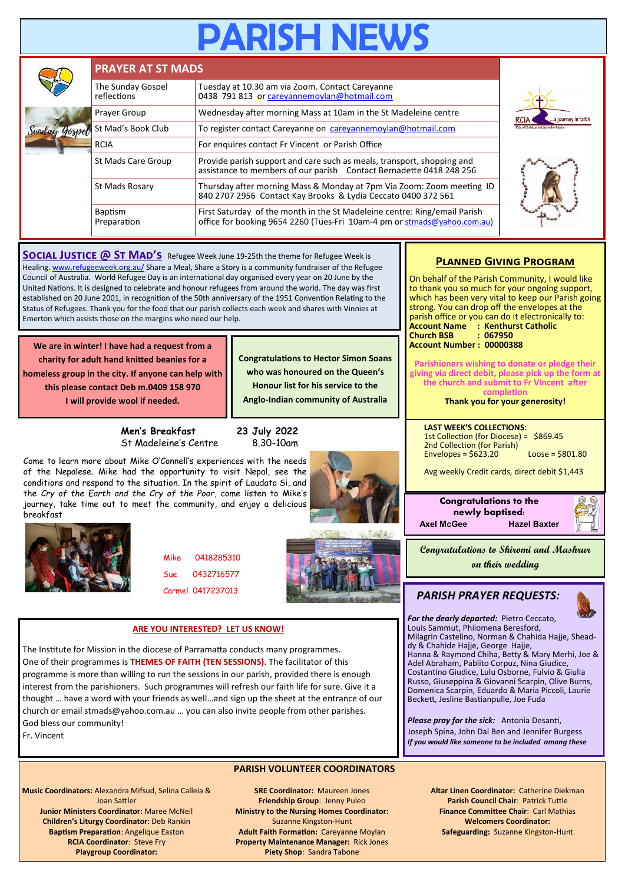# PARISH NEWS

## PRAYER AT ST MADS

| | |
|---|---|
| The Sunday Gospel reflections | Tuesday at 10.30 am via Zoom. Contact Careyanne 0438 791 813 or careyannemoylan@hotmail.com |
| Prayer Group | Wednesday after morning Mass at 10am in the St Madeleine centre |
| St Mad's Book Club | To register contact Careyanne on careyannemoylan@hotmail.com |
| RCIA | For enquires contact Fr Vincent or Parish Office |
| St Mads Care Group | Provide parish support and care such as meals, transport, shopping and assistance to members of our parish Contact Bernadette 0418 248 256 |
| St Mads Rosary | Thursday after morning Mass & Monday at 7pm Via Zoom: Zoom meeting ID 840 2707 2956 Contact Kay Brooks & Lydia Ceccato 0400 372 561 |
| Baptism Preparation | First Saturday of the month in the St Madeleine centre: Ring/email Parish office for booking 9654 2260 (Tues-Fri 10am-4 pm or stmads@yahoo.com.au) |

**SOCIAL JUSTICE @ ST MAD'S** Refugee Week June 19-25th the theme for Refugee Week is Healing. www.refugeeweek.org.au/ Share a Meal, Share a Story is a community fundraiser of the Refugee Council of Australia. World Refugee Day is an international day organised every year on 20 June by the United Nations. It is designed to celebrate and honour refugees from around the world. The day was first established on 20 June 2001, in recognition of the 50th anniversary of the 1951 Convention Relating to the Status of Refugees. Thank you for the food that our parish collects each week and shares with Vinnies at Emerton which assists those on the margins who need our help.

**We are in winter! I have had a request from a charity for adult hand knitted beanies for a homeless group in the city. If anyone can help with this please contact Deb m.0409 158 970 I will provide wool if needed.**

**Congratulations to Hector Simon Soans who was honoured on the Queen's Honour list for his service to the Anglo-Indian community of Australia**

**Men's Breakfast** **23 July 2022**
St Madeleine's Centre 8.30-10am

Come to learn more about Mike O'Connell's experiences with the needs of the Nepalese. Mike had the opportunity to visit Nepal, see the conditions and respond to the situation. In the spirit of Laudato Si, and the *Cry of the Earth and the Cry of the Poor*, come listen to Mike's journey, take time out to meet the community, and enjoy a delicious breakfast

Mike 0418285310
Sue 0432716577
Carmel 0417237013

**ARE YOU INTERESTED? LET US KNOW!**

The Institute for Mission in the diocese of Parramatta conducts many programmes. One of their programmes is **THEMES OF FAITH (TEN SESSIONS).** The facilitator of this programme is more than willing to run the sessions in our parish, provided there is enough interest from the parishioners. Such programmes will refresh our faith life for sure. Give it a thought … have a word with your friends as well…and sign up the sheet at the entrance of our church or email stmads@yahoo.com.au … you can also invite people from other parishes. God bless our community!
Fr. Vincent

## PLANNED GIVING PROGRAM

On behalf of the Parish Community, I would like to thank you so much for your ongoing support, which has been very vital to keep our Parish going strong. You can drop off the envelopes at the parish office or you can do it electronically to:
**Account Name : Kenthurst Catholic**
**Church BSB : 067950**
**Account Number : 00000388**

**Parishioners wishing to donate or pledge their giving via direct debit, please pick up the form at the church and submit to Fr Vincent after completion**
**Thank you for your generosity!**

**LAST WEEK'S COLLECTIONS:**
1st Collection (for Diocese) = $869.45
2nd Collection (for Parish)
Envelopes = $623.20 Loose = $801.80

Avg weekly Credit cards, direct debit $1,443

**Congratulations to the newly baptised:**
**Axel McGee** **Hazel Baxter**

**Congratulations to Shiromi and Mashrur on their wedding**

## PARISH PRAYER REQUESTS:

***For the dearly departed:*** Pietro Ceccato, Louis Sammut, Philomena Beresford, Milagrin Castelino, Norman & Chahida Hajje, Sheaddy & Chahide Hajje, George Hajje, Hanna & Raymond Chiha, Betty & Mary Merhi, Joe & Adel Abraham, Pablito Corpuz, Nina Giudice, Costantino Giudice, Lulu Osborne, Fulvio & Giulia Russo, Giuseppina & Giovanni Scarpin, Olive Burns, Domenica Scarpin, Eduardo & Maria Piccoli, Laurie Beckett, Jesline Bastianpulle, Joe Fuda

***Please pray for the sick:*** Antonia Desanti, Joseph Spina, John Dal Ben and Jennifer Burgess
***If you would like someone to be included among these***

## PARISH VOLUNTEER COORDINATORS

**Music Coordinators:** Alexandra Mifsud, Selina Calleia & Joan Sattler
**Junior Ministers Coordinator:** Maree McNeil
**Children's Liturgy Coordinator:** Deb Rankin
**Baptism Preparation**: Angelique Easton
**RCIA Coordinator**: Steve Fry
**Playgroup Coordinator:**

**SRE Coordinator:** Maureen Jones
**Friendship Group**: Jenny Puleo
**Ministry to the Nursing Homes Coordinator:** Suzanne Kingston-Hunt
**Adult Faith Formation:** Careyanne Moylan
**Property Maintenance Manager:** Rick Jones
**Piety Shop**: Sandra Tabone

**Altar Linen Coordinator:** Catherine Diekman
**Parish Council Chair**: Patrick Tuttle
**Finance Committee Chair**: Carl Mathias
**Welcomers Coordinator:**
**Safeguarding:** Suzanne Kingston-Hunt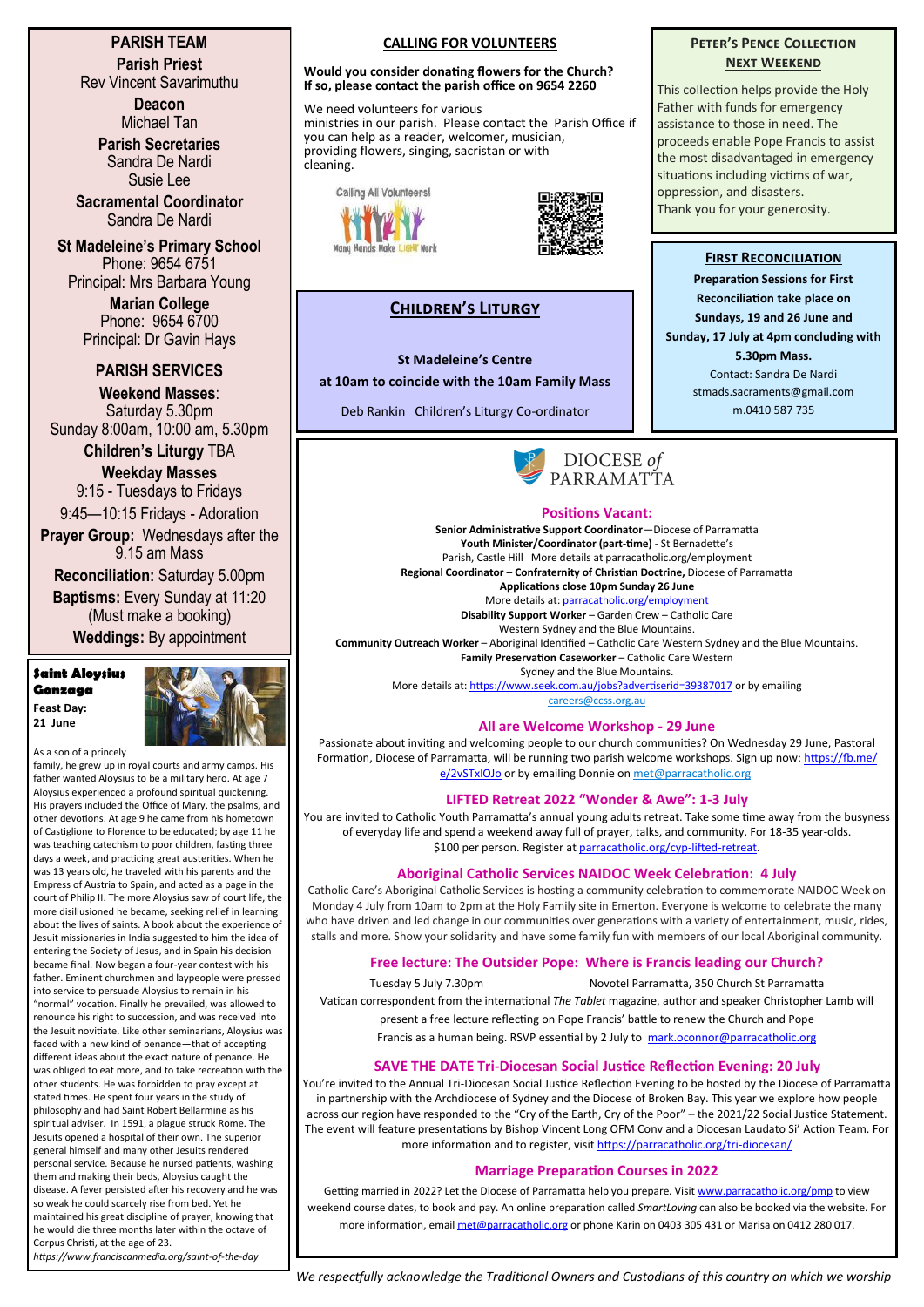## PARISH TEAM

**Parish Priest**
Rev Vincent Savarimuthu

**Deacon**
Michael Tan

**Parish Secretaries**
Sandra De Nardi
Susie Lee

**Sacramental Coordinator**
Sandra De Nardi

**St Madeleine's Primary School**
Phone: 9654 6751
Principal: Mrs Barbara Young

**Marian College**
Phone: 9654 6700
Principal: Dr Gavin Hays

## PARISH SERVICES

**Weekend Masses**:
Saturday 5.30pm
Sunday 8:00am, 10:00 am, 5.30pm

**Children's Liturgy** TBA

**Weekday Masses**
9:15 - Tuesdays to Fridays
9:45—10:15 Fridays - Adoration

**Prayer Group:** Wednesdays after the 9.15 am Mass

**Reconciliation:** Saturday 5.00pm

**Baptisms:** Every Sunday at 11:20 (Must make a booking)

**Weddings:** By appointment

### Saint Aloysius Gonzaga

**Feast Day: 21 June**

As a son of a princely family, he grew up in royal courts and army camps. His father wanted Aloysius to be a military hero. At age 7 Aloysius experienced a profound spiritual quickening. His prayers included the Office of Mary, the psalms, and other devotions. At age 9 he came from his hometown of Castiglione to Florence to be educated; by age 11 he was teaching catechism to poor children, fasting three days a week, and practicing great austerities. When he was 13 years old, he traveled with his parents and the Empress of Austria to Spain, and acted as a page in the court of Philip II. The more Aloysius saw of court life, the more disillusioned he became, seeking relief in learning about the lives of saints. A book about the experience of Jesuit missionaries in India suggested to him the idea of entering the Society of Jesus, and in Spain his decision became final. Now began a four-year contest with his father. Eminent churchmen and laypeople were pressed into service to persuade Aloysius to remain in his "normal" vocation. Finally he prevailed, was allowed to renounce his right to succession, and was received into the Jesuit novitiate. Like other seminarians, Aloysius was faced with a new kind of penance—that of accepting different ideas about the exact nature of penance. He was obliged to eat more, and to take recreation with the other students. He was forbidden to pray except at stated times. He spent four years in the study of philosophy and had Saint Robert Bellarmine as his spiritual adviser. In 1591, a plague struck Rome. The Jesuits opened a hospital of their own. The superior general himself and many other Jesuits rendered personal service. Because he nursed patients, washing them and making their beds, Aloysius caught the disease. A fever persisted after his recovery and he was so weak he could scarcely rise from bed. Yet he maintained his great discipline of prayer, knowing that he would die three months later within the octave of Corpus Christi, at the age of 23.

*https://www.franciscanmedia.org/saint-of-the-day*

## CALLING FOR VOLUNTEERS

**Would you consider donating flowers for the Church? If so, please contact the parish office on 9654 2260**

We need volunteers for various ministries in our parish. Please contact the Parish Office if you can help as a reader, welcomer, musician, providing flowers, singing, sacristan or with cleaning.

Calling All Volunteers! Many Hands Make LIGHT Work

## CHILDREN'S LITURGY

**St Madeleine's Centre**
**at 10am to coincide with the 10am Family Mass**

Deb Rankin Children's Liturgy Co-ordinator

## PETER'S PENCE COLLECTION NEXT WEEKEND

This collection helps provide the Holy Father with funds for emergency assistance to those in need. The proceeds enable Pope Francis to assist the most disadvantaged in emergency situations including victims of war, oppression, and disasters.
Thank you for your generosity.

## FIRST RECONCILIATION

**Preparation Sessions for First Reconciliation take place on Sundays, 19 and 26 June and Sunday, 17 July at 4pm concluding with 5.30pm Mass.**
Contact: Sandra De Nardi
stmads.sacraments@gmail.com
m.0410 587 735

## DIOCESE of PARRAMATTA

### Positions Vacant:

**Senior Administrative Support Coordinator**—Diocese of Parramatta
**Youth Minister/Coordinator (part-time)** - St Bernadette's Parish, Castle Hill More details at parracatholic.org/employment
**Regional Coordinator – Confraternity of Christian Doctrine,** Diocese of Parramatta
**Applications close 10pm Sunday 26 June**
More details at: parracatholic.org/employment
**Disability Support Worker** – Garden Crew – Catholic Care Western Sydney and the Blue Mountains.
**Community Outreach Worker** – Aboriginal Identified – Catholic Care Western Sydney and the Blue Mountains.
**Family Preservation Caseworker** – Catholic Care Western Sydney and the Blue Mountains.
More details at: https://www.seek.com.au/jobs?advertiserid=39387017 or by emailing careers@ccss.org.au

### All are Welcome Workshop - 29 June

Passionate about inviting and welcoming people to our church communities? On Wednesday 29 June, Pastoral Formation, Diocese of Parramatta, will be running two parish welcome workshops. Sign up now: https://fb.me/e/2vSTxlOJo or by emailing Donnie on met@parracatholic.org

### LIFTED Retreat 2022 "Wonder & Awe": 1-3 July

You are invited to Catholic Youth Parramatta's annual young adults retreat. Take some time away from the busyness of everyday life and spend a weekend away full of prayer, talks, and community. For 18-35 year-olds. $100 per person. Register at parracatholic.org/cyp-lifted-retreat.

### Aboriginal Catholic Services NAIDOC Week Celebration: 4 July

Catholic Care's Aboriginal Catholic Services is hosting a community celebration to commemorate NAIDOC Week on Monday 4 July from 10am to 2pm at the Holy Family site in Emerton. Everyone is welcome to celebrate the many who have driven and led change in our communities over generations with a variety of entertainment, music, rides, stalls and more. Show your solidarity and have some family fun with members of our local Aboriginal community.

### Free lecture: The Outsider Pope: Where is Francis leading our Church?

Tuesday 5 July 7.30pm Novotel Parramatta, 350 Church St Parramatta

Vatican correspondent from the international *The Tablet* magazine, author and speaker Christopher Lamb will present a free lecture reflecting on Pope Francis' battle to renew the Church and Pope Francis as a human being. RSVP essential by 2 July to mark.oconnor@parracatholic.org

### SAVE THE DATE Tri-Diocesan Social Justice Reflection Evening: 20 July

You're invited to the Annual Tri-Diocesan Social Justice Reflection Evening to be hosted by the Diocese of Parramatta in partnership with the Archdiocese of Sydney and the Diocese of Broken Bay. This year we explore how people across our region have responded to the "Cry of the Earth, Cry of the Poor" – the 2021/22 Social Justice Statement. The event will feature presentations by Bishop Vincent Long OFM Conv and a Diocesan Laudato Si' Action Team. For more information and to register, visit https://parracatholic.org/tri-diocesan/

### Marriage Preparation Courses in 2022

Getting married in 2022? Let the Diocese of Parramatta help you prepare. Visit www.parracatholic.org/pmp to view weekend course dates, to book and pay. An online preparation called *SmartLoving* can also be booked via the website. For more information, email met@parracatholic.org or phone Karin on 0403 305 431 or Marisa on 0412 280 017.

*We respectfully acknowledge the Traditional Owners and Custodians of this country on which we worship*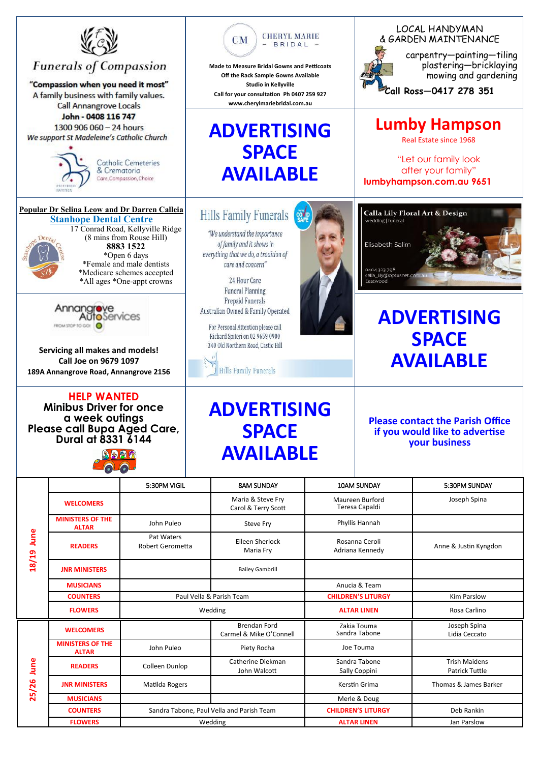**Funerals of Compassion**

**"Compassion when you need it most"**
A family business with family values.
Call Annangrove Locals
**John - 0408 116 747**
1300 906 060 – 24 hours
*We support St Madeleine's Catholic Church*

Catholic Cemeteries & Crematoria
Care, Compassion, Choice
PREFERRED PARTNER

CM CHERYL MARIE – BRIDAL –

**Made to Measure Bridal Gowns and Petticoats**
**Off the Rack Sample Gowns Available**
**Studio in Kellyville**
**Call for your consultation Ph 0407 259 927**
**www.cherylmariebridal.com.au**

LOCAL HANDYMAN
& GARDEN MAINTENANCE

carpentry—painting—tiling
plastering—bricklaying
mowing and gardening

**Call Ross—0417 278 351**

# ADVERTISING SPACE AVAILABLE

# Lumby Hampson

Real Estate since 1968

"Let our family look after your family"

**lumbyhampson.com.au 9651**

**Popular Dr Selina Leow and Dr Darren Calleia**

**Stanhope Dental Centre**

17 Conrad Road, Kellyville Ridge
(8 mins from Rouse Hill)
**8883 1522**
*Open 6 days
*Female and male dentists
*Medicare schemes accepted
*All ages *One-appt crowns

**Hills Family Funerals**

COVID SAFE

*"We understand the importance of family and it shows in everything that we do, a tradition of care and concern"*

24 Hour Care
Funeral Planning
Prepaid Funerals
Australian Owned & Family Operated

For Personal Attention please call Richard Spiteri on 02 9659 0900
340 Old Northern Road, Castle Hill

Hills Family Funerals

**Calla Lily Floral Art & Design**
wedding | funeral

Elisabeth Salim

0404 323 798
calla_lily@optusnet.com.au
Eastwood

Annangrove AutoServices
FROM STOP TO GO!

**Servicing all makes and models!**
**Call Joe on 9679 1097**
**189A Annangrove Road, Annangrove 2156**

# ADVERTISING SPACE AVAILABLE

**HELP WANTED**
**Minibus Driver for once a week outings**
**Please call Bupa Aged Care, Dural at 8331 6144**

# ADVERTISING SPACE AVAILABLE

**Please contact the Parish Office if you would like to advertise your business**

| | | 5:30PM VIGIL | 8AM SUNDAY | 10AM SUNDAY | 5:30PM SUNDAY |
|---|---|---|---|---|---|
| 18/19 June | WELCOMERS | | Maria & Steve Fry<br>Carol & Terry Scott | Maureen Burford<br>Teresa Capaldi | Joseph Spina |
| | MINISTERS OF THE ALTAR | John Puleo | Steve Fry | Phyllis Hannah | |
| | READERS | Pat Waters<br>Robert Gerometta | Eileen Sherlock<br>Maria Fry | Rosanna Ceroli<br>Adriana Kennedy | Anne & Justin Kyngdon |
| | JNR MINISTERS | | Bailey Gambrill | | |
| | MUSICIANS | | | Anucia & Team | |
| | COUNTERS | Paul Vella & Parish Team | | CHILDREN'S LITURGY | Kim Parslow |
| | FLOWERS | Wedding | | ALTAR LINEN | Rosa Carlino |
| 25/26 June | WELCOMERS | | Brendan Ford<br>Carmel & Mike O'Connell | Zakia Touma<br>Sandra Tabone | Joseph Spina<br>Lidia Ceccato |
| | MINISTERS OF THE ALTAR | John Puleo | Piety Rocha | Joe Touma | |
| | READERS | Colleen Dunlop | Catherine Diekman<br>John Walcott | Sandra Tabone<br>Sally Coppini | Trish Maidens<br>Patrick Tuttle |
| | JNR MINISTERS | Matilda Rogers | | Kerstin Grima | Thomas & James Barker |
| | MUSICIANS | | | Merle & Doug | |
| | COUNTERS | Sandra Tabone, Paul Vella and Parish Team | | CHILDREN'S LITURGY | Deb Rankin |
| | FLOWERS | Wedding | | ALTAR LINEN | Jan Parslow |